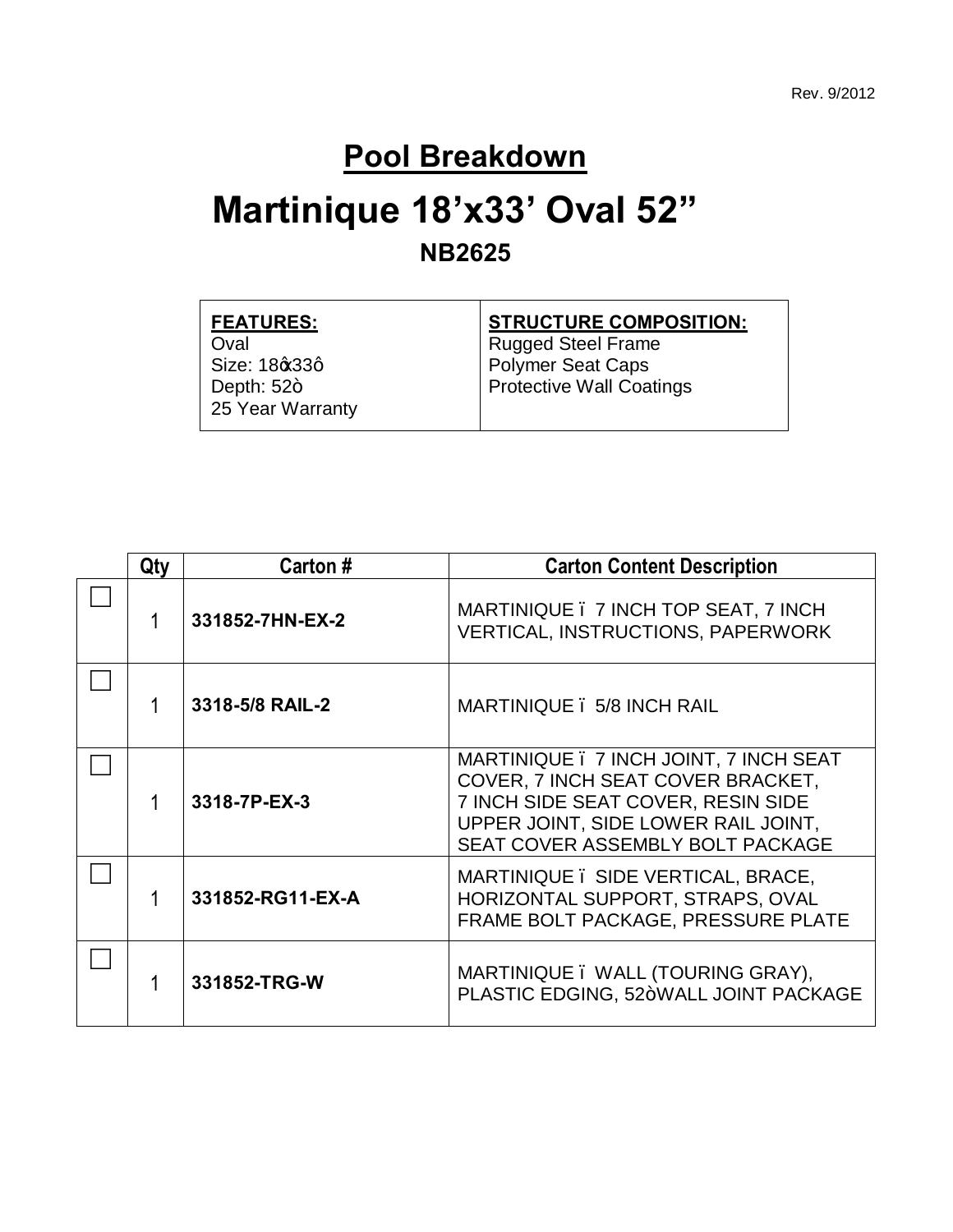Rev. 9/2012

# Pool Breakdown

# Martinique 18'x33' Oval 52"

## NB2625

| FEATURES: | STRUCTURE COMPOSITION: |
|---|---|
| Oval<br>Size: 18ꞌx33ꞌ<br>Depth: 52"<br>25 Year Warranty | Rugged Steel Frame<br>Polymer Seat Caps<br>Protective Wall Coatings |

| | Qty | Carton # | Carton Content Description |
|---|---|---|---|
| ☐ | 1 | **331852-7HN-EX-2** | MARTINIQUE – 7 INCH TOP SEAT, 7 INCH VERTICAL, INSTRUCTIONS, PAPERWORK |
| ☐ | 1 | **3318-5/8 RAIL-2** | MARTINIQUE – 5/8 INCH RAIL |
| ☐ | 1 | **3318-7P-EX-3** | MARTINIQUE – 7 INCH JOINT, 7 INCH SEAT COVER, 7 INCH SEAT COVER BRACKET, 7 INCH SIDE SEAT COVER, RESIN SIDE UPPER JOINT, SIDE LOWER RAIL JOINT, SEAT COVER ASSEMBLY BOLT PACKAGE |
| ☐ | 1 | **331852-RG11-EX-A** | MARTINIQUE – SIDE VERTICAL, BRACE, HORIZONTAL SUPPORT, STRAPS, OVAL FRAME BOLT PACKAGE, PRESSURE PLATE |
| ☐ | 1 | **331852-TRG-W** | MARTINIQUE – WALL (TOURING GRAY), PLASTIC EDGING, 52" WALL JOINT PACKAGE |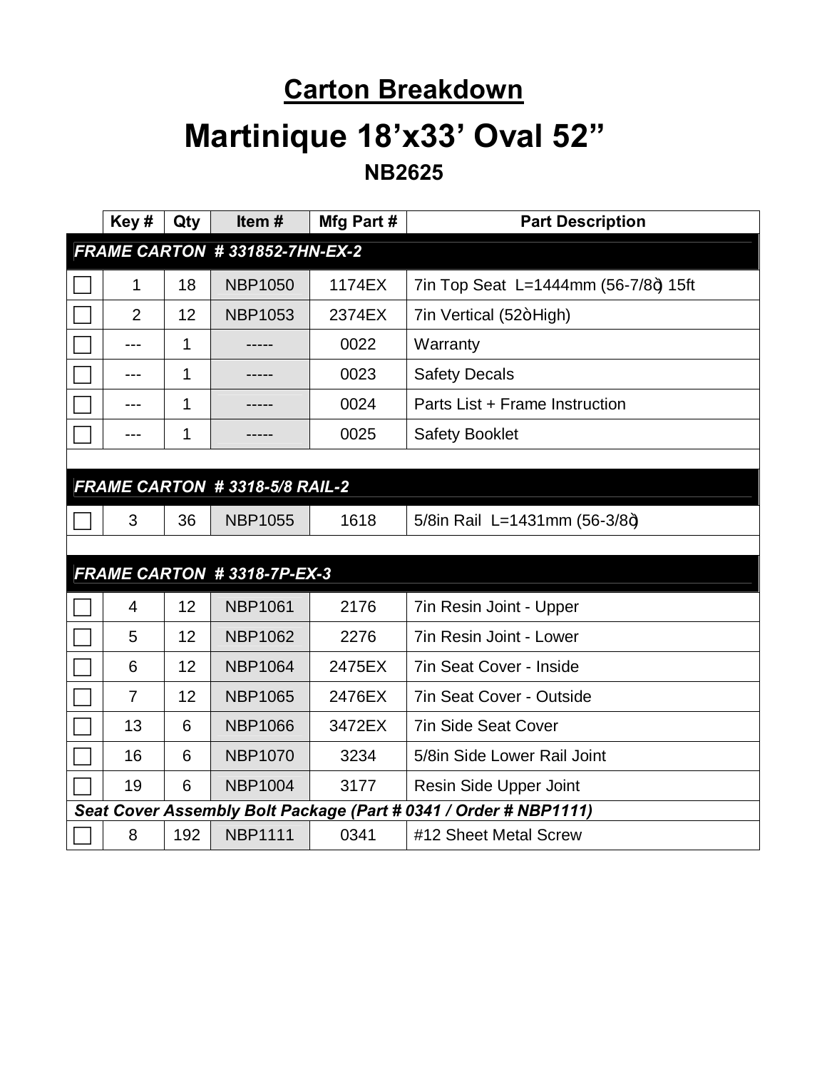## Carton Breakdown

# Martinique 18'x33' Oval 52"

### NB2625

| | Key # | Qty | Item # | Mfg Part # | Part Description |
|---|---|---|---|---|---|
| ***FRAME CARTON # 331852-7HN-EX-2*** | | | | | |
| ☐ | 1 | 18 | NBP1050 | 1174EX | 7in Top Seat L=1444mm (56-7/8ȯ) 15ft |
| ☐ | 2 | 12 | NBP1053 | 2374EX | 7in Vertical (52ȯHigh) |
| ☐ | --- | 1 | ----- | 0022 | Warranty |
| ☐ | --- | 1 | ----- | 0023 | Safety Decals |
| ☐ | --- | 1 | ----- | 0024 | Parts List + Frame Instruction |
| ☐ | --- | 1 | ----- | 0025 | Safety Booklet |
| ***FRAME CARTON # 3318-5/8 RAIL-2*** | | | | | |
| ☐ | 3 | 36 | NBP1055 | 1618 | 5/8in Rail L=1431mm (56-3/8ȯ) |
| ***FRAME CARTON # 3318-7P-EX-3*** | | | | | |
| ☐ | 4 | 12 | NBP1061 | 2176 | 7in Resin Joint - Upper |
| ☐ | 5 | 12 | NBP1062 | 2276 | 7in Resin Joint - Lower |
| ☐ | 6 | 12 | NBP1064 | 2475EX | 7in Seat Cover - Inside |
| ☐ | 7 | 12 | NBP1065 | 2476EX | 7in Seat Cover - Outside |
| ☐ | 13 | 6 | NBP1066 | 3472EX | 7in Side Seat Cover |
| ☐ | 16 | 6 | NBP1070 | 3234 | 5/8in Side Lower Rail Joint |
| ☐ | 19 | 6 | NBP1004 | 3177 | Resin Side Upper Joint |
| ***Seat Cover Assembly Bolt Package (Part # 0341 / Order # NBP1111)*** | | | | | |
| ☐ | 8 | 192 | NBP1111 | 0341 | #12 Sheet Metal Screw |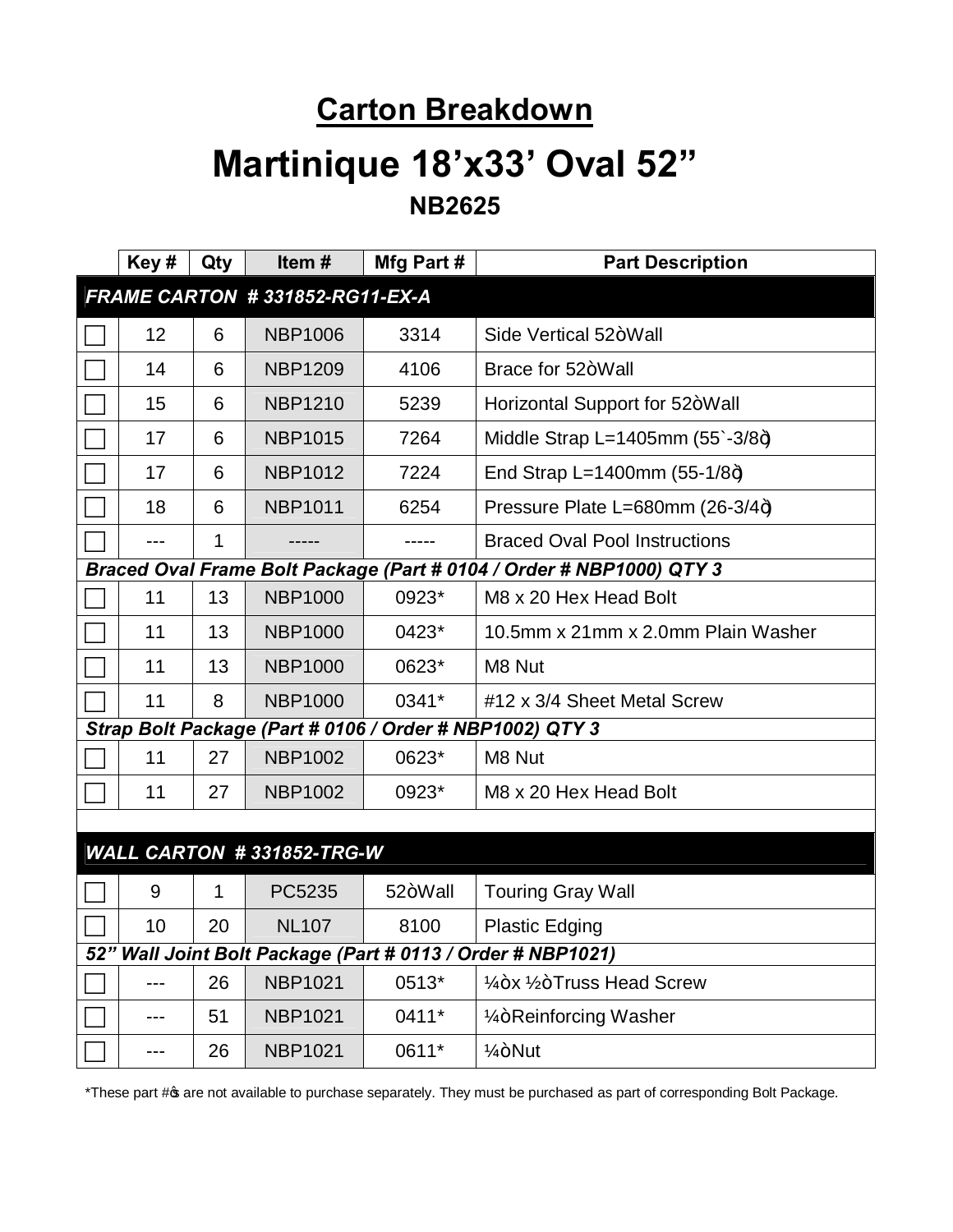## Carton Breakdown

# Martinique 18’x33’ Oval 52”

### NB2625

| | Key # | Qty | Item # | Mfg Part # | Part Description |
|---|---|---|---|---|---|
| **FRAME CARTON # 331852-RG11-EX-A** | | | | | |
| ☐ | 12 | 6 | NBP1006 | 3314 | Side Vertical 52òWall |
| ☐ | 14 | 6 | NBP1209 | 4106 | Brace for 52òWall |
| ☐ | 15 | 6 | NBP1210 | 5239 | Horizontal Support for 52òWall |
| ☐ | 17 | 6 | NBP1015 | 7264 | Middle Strap L=1405mm (55`-3/8ö) |
| ☐ | 17 | 6 | NBP1012 | 7224 | End Strap L=1400mm (55-1/8ö) |
| ☐ | 18 | 6 | NBP1011 | 6254 | Pressure Plate L=680mm (26-3/4ö) |
| ☐ | --- | 1 | ----- | ----- | Braced Oval Pool Instructions |
| ***Braced Oval Frame Bolt Package (Part # 0104 / Order # NBP1000) QTY 3*** | | | | | |
| ☐ | 11 | 13 | NBP1000 | 0923* | M8 x 20 Hex Head Bolt |
| ☐ | 11 | 13 | NBP1000 | 0423* | 10.5mm x 21mm x 2.0mm Plain Washer |
| ☐ | 11 | 13 | NBP1000 | 0623* | M8 Nut |
| ☐ | 11 | 8 | NBP1000 | 0341* | #12 x 3/4 Sheet Metal Screw |
| ***Strap Bolt Package (Part # 0106 / Order # NBP1002) QTY 3*** | | | | | |
| ☐ | 11 | 27 | NBP1002 | 0623* | M8 Nut |
| ☐ | 11 | 27 | NBP1002 | 0923* | M8 x 20 Hex Head Bolt |
| | | | | | |
| **WALL CARTON # 331852-TRG-W** | | | | | |
| ☐ | 9 | 1 | PC5235 | 52òWall | Touring Gray Wall |
| ☐ | 10 | 20 | NL107 | 8100 | Plastic Edging |
| ***52” Wall Joint Bolt Package (Part # 0113 / Order # NBP1021)*** | | | | | |
| ☐ | --- | 26 | NBP1021 | 0513* | ¼òx ½òTruss Head Screw |
| ☐ | --- | 51 | NBP1021 | 0411* | ¼òReinforcing Washer |
| ☐ | --- | 26 | NBP1021 | 0611* | ¼òNut |

*These part #ës are not available to purchase separately. They must be purchased as part of corresponding Bolt Package.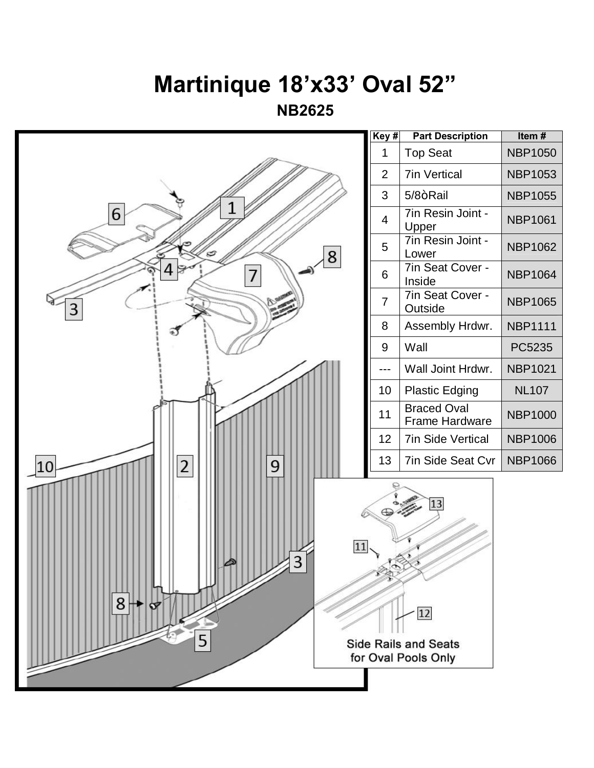# Martinique 18’x33’ Oval 52”

## NB2625

| Key # | Part Description | Item # |
|---|---|---|
| 1 | Top Seat | NBP1050 |
| 2 | 7in Vertical | NBP1053 |
| 3 | 5/8ò Rail | NBP1055 |
| 4 | 7in Resin Joint - Upper | NBP1061 |
| 5 | 7in Resin Joint - Lower | NBP1062 |
| 6 | 7in Seat Cover - Inside | NBP1064 |
| 7 | 7in Seat Cover - Outside | NBP1065 |
| 8 | Assembly Hrdwr. | NBP1111 |
| 9 | Wall | PC5235 |
| --- | Wall Joint Hrdwr. | NBP1021 |
| 10 | Plastic Edging | NL107 |
| 11 | Braced Oval Frame Hardware | NBP1000 |
| 12 | 7in Side Vertical | NBP1006 |
| 13 | 7in Side Seat Cvr | NBP1066 |

Side Rails and Seats for Oval Pools Only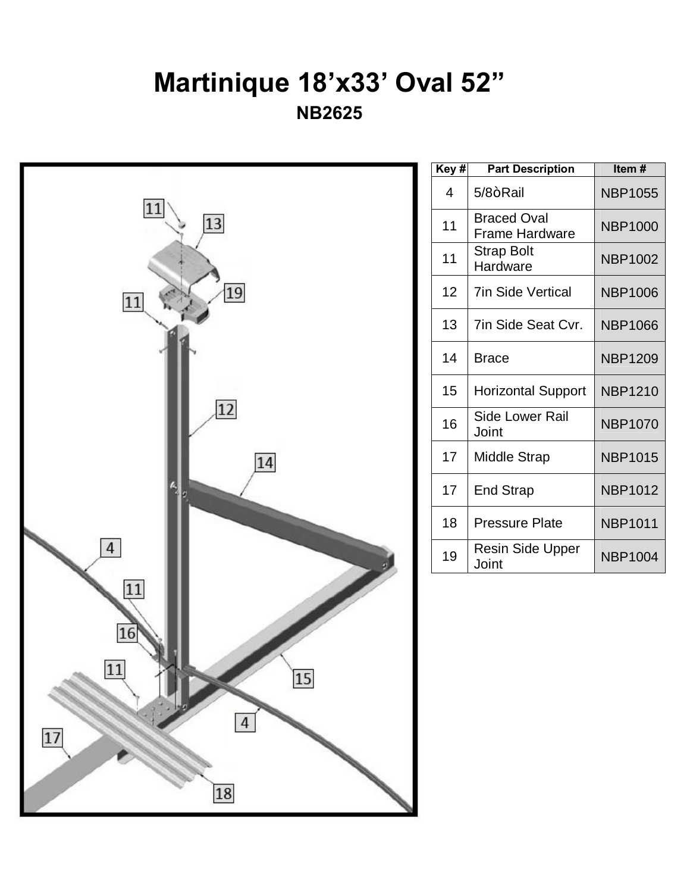# Martinique 18'x33' Oval 52"

## NB2625

| Key # | Part Description | Item # |
|---|---|---|
| 4 | 5/8òRail | NBP1055 |
| 11 | Braced Oval Frame Hardware | NBP1000 |
| 11 | Strap Bolt Hardware | NBP1002 |
| 12 | 7in Side Vertical | NBP1006 |
| 13 | 7in Side Seat Cvr. | NBP1066 |
| 14 | Brace | NBP1209 |
| 15 | Horizontal Support | NBP1210 |
| 16 | Side Lower Rail Joint | NBP1070 |
| 17 | Middle Strap | NBP1015 |
| 17 | End Strap | NBP1012 |
| 18 | Pressure Plate | NBP1011 |
| 19 | Resin Side Upper Joint | NBP1004 |